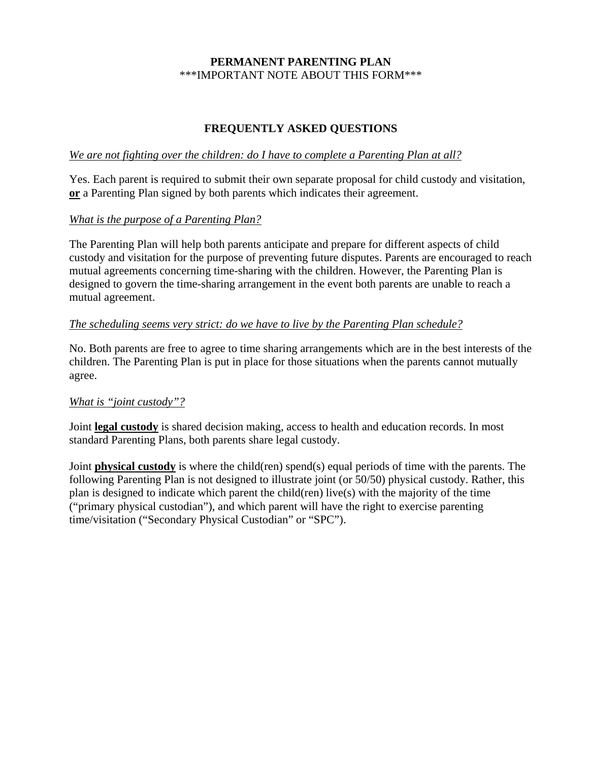**PERMANENT PARENTING PLAN**

\*\*\*IMPORTANT NOTE ABOUT THIS FORM\*\*\*

## FREQUENTLY ASKED QUESTIONS

*We are not fighting over the children: do I have to complete a Parenting Plan at all?*

Yes. Each parent is required to submit their own separate proposal for child custody and visitation, **or** a Parenting Plan signed by both parents which indicates their agreement.

*What is the purpose of a Parenting Plan?*

The Parenting Plan will help both parents anticipate and prepare for different aspects of child custody and visitation for the purpose of preventing future disputes. Parents are encouraged to reach mutual agreements concerning time-sharing with the children. However, the Parenting Plan is designed to govern the time-sharing arrangement in the event both parents are unable to reach a mutual agreement.

*The scheduling seems very strict: do we have to live by the Parenting Plan schedule?*

No. Both parents are free to agree to time sharing arrangements which are in the best interests of the children. The Parenting Plan is put in place for those situations when the parents cannot mutually agree.

*What is "joint custody"?*

Joint **legal custody** is shared decision making, access to health and education records. In most standard Parenting Plans, both parents share legal custody.

Joint **physical custody** is where the child(ren) spend(s) equal periods of time with the parents. The following Parenting Plan is not designed to illustrate joint (or 50/50) physical custody. Rather, this plan is designed to indicate which parent the child(ren) live(s) with the majority of the time ("primary physical custodian"), and which parent will have the right to exercise parenting time/visitation ("Secondary Physical Custodian" or "SPC").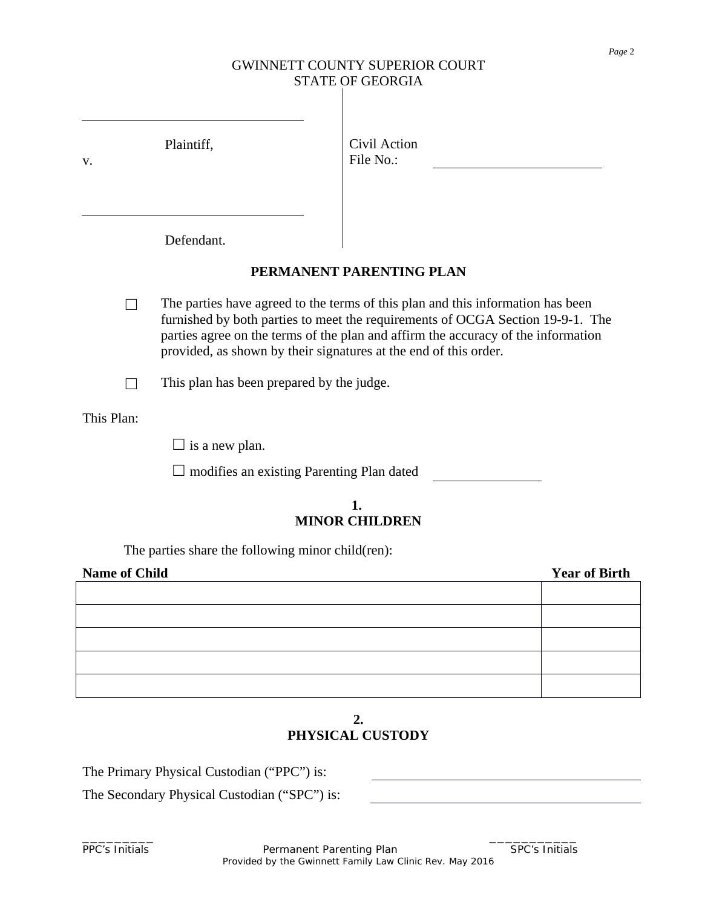GWINNETT COUNTY SUPERIOR COURT
STATE OF GEORGIA

______________________________
Plaintiff,

v.

______________________________
Defendant.

Civil Action
File No.: ____________________

## PERMANENT PARENTING PLAN

☐ The parties have agreed to the terms of this plan and this information has been furnished by both parties to meet the requirements of OCGA Section 19-9-1. The parties agree on the terms of the plan and affirm the accuracy of the information provided, as shown by their signatures at the end of this order.

☐ This plan has been prepared by the judge.

This Plan:

☐ is a new plan.

☐ modifies an existing Parenting Plan dated ____________

### 1.
### MINOR CHILDREN

The parties share the following minor child(ren):

| Name of Child | Year of Birth |
|---|---|
| | |
| | |
| | |
| | |
| | |

### 2.
### PHYSICAL CUSTODY

The Primary Physical Custodian ("PPC") is: ______________________________

The Secondary Physical Custodian ("SPC") is: ______________________________

_________ PPC's Initials

___________ SPC's Initials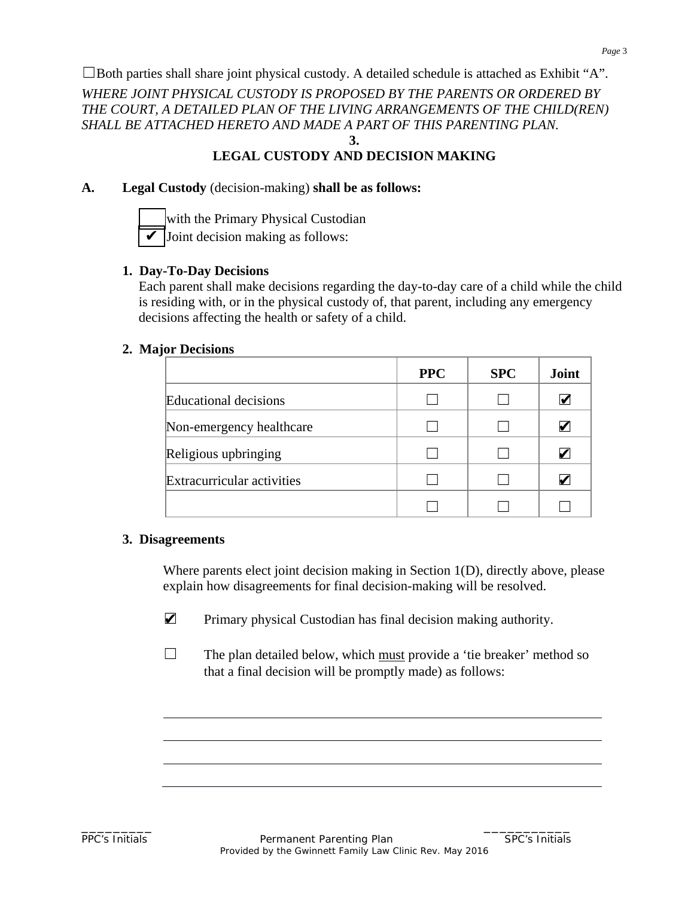☐Both parties shall share joint physical custody. A detailed schedule is attached as Exhibit "A".

*WHERE JOINT PHYSICAL CUSTODY IS PROPOSED BY THE PARENTS OR ORDERED BY THE COURT, A DETAILED PLAN OF THE LIVING ARRANGEMENTS OF THE CHILD(REN) SHALL BE ATTACHED HERETO AND MADE A PART OF THIS PARENTING PLAN.*

## 3.
## LEGAL CUSTODY AND DECISION MAKING

**A. Legal Custody** (decision-making) **shall be as follows:**

☐ with the Primary Physical Custodian
✔ Joint decision making as follows:

**1. Day-To-Day Decisions**

Each parent shall make decisions regarding the day-to-day care of a child while the child is residing with, or in the physical custody of, that parent, including any emergency decisions affecting the health or safety of a child.

**2. Major Decisions**

| | PPC | SPC | Joint |
|---|---|---|---|
| Educational decisions | ☐ | ☐ | ✔ |
| Non-emergency healthcare | ☐ | ☐ | ✔ |
| Religious upbringing | ☐ | ☐ | ✔ |
| Extracurricular activities | ☐ | ☐ | ✔ |
| | ☐ | ☐ | ☐ |

**3. Disagreements**

Where parents elect joint decision making in Section 1(D), directly above, please explain how disagreements for final decision-making will be resolved.

✔ Primary physical Custodian has final decision making authority.

☐ The plan detailed below, which must provide a 'tie breaker' method so that a final decision will be promptly made) as follows:

\_\_\_\_\_\_\_\_\_\_\_\_\_\_\_\_\_\_\_\_\_\_\_\_\_\_\_\_\_\_\_\_\_\_\_\_\_\_\_\_\_\_\_\_\_\_\_\_\_\_\_\_\_\_\_\_\_\_\_\_

\_\_\_\_\_\_\_\_\_\_\_\_\_\_\_\_\_\_\_\_\_\_\_\_\_\_\_\_\_\_\_\_\_\_\_\_\_\_\_\_\_\_\_\_\_\_\_\_\_\_\_\_\_\_\_\_\_\_\_\_

\_\_\_\_\_\_\_\_\_\_\_\_\_\_\_\_\_\_\_\_\_\_\_\_\_\_\_\_\_\_\_\_\_\_\_\_\_\_\_\_\_\_\_\_\_\_\_\_\_\_\_\_\_\_\_\_\_\_\_\_

\_\_\_\_\_\_\_\_\_\_\_\_\_\_\_\_\_\_\_\_\_\_\_\_\_\_\_\_\_\_\_\_\_\_\_\_\_\_\_\_\_\_\_\_\_\_\_\_\_\_\_\_\_\_\_\_\_\_\_\_

\_\_\_\_\_\_\_\_\_ PPC's Initials          \_\_\_\_\_\_\_\_\_\_\_ SPC's Initials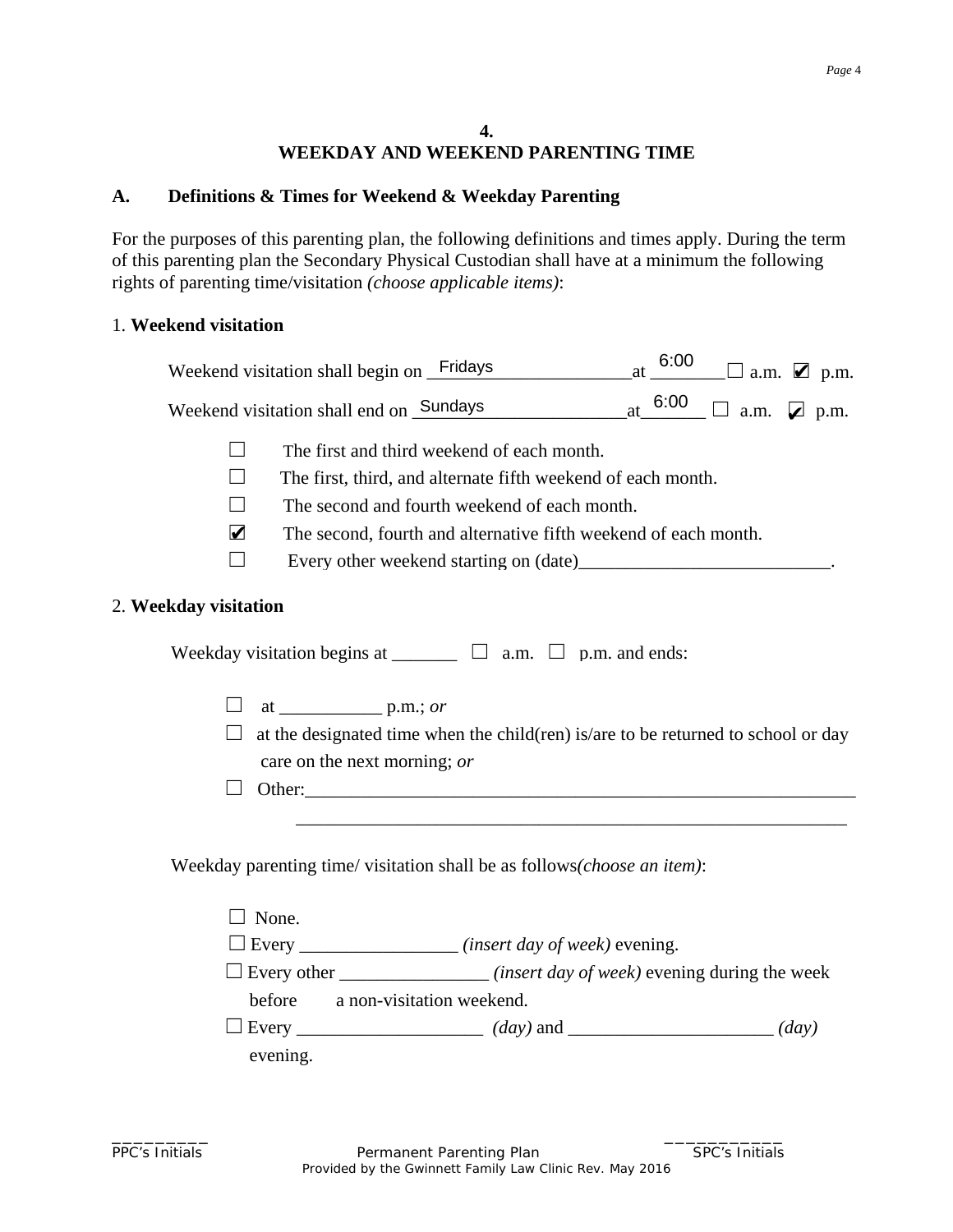## 4.
## WEEKDAY AND WEEKEND PARENTING TIME

### A. Definitions & Times for Weekend & Weekday Parenting

For the purposes of this parenting plan, the following definitions and times apply. During the term of this parenting plan the Secondary Physical Custodian shall have at a minimum the following rights of parenting time/visitation *(choose applicable items)*:

1. **Weekend visitation**

Weekend visitation shall begin on Fridays at 6:00 ☐ a.m. ☑ p.m.

Weekend visitation shall end on Sundays at 6:00 ☐ a.m. ☑ p.m.

- ☐ The first and third weekend of each month.
- ☐ The first, third, and alternate fifth weekend of each month.
- ☐ The second and fourth weekend of each month.
- ☑ The second, fourth and alternative fifth weekend of each month.
- ☐ Every other weekend starting on (date)___________________________.

2. **Weekday visitation**

Weekday visitation begins at _______ ☐ a.m. ☐ p.m. and ends:

- ☐ at ___________ p.m.; *or*
- ☐ at the designated time when the child(ren) is/are to be returned to school or day care on the next morning; *or*
- ☐ Other:______________________________________________________________
  ______________________________________________________________

Weekday parenting time/ visitation shall be as follows*(choose an item)*:

- ☐ None.
- ☐ Every _________________ *(insert day of week)* evening.
- ☐ Every other ________________ *(insert day of week)* evening during the week before a non-visitation weekend.
- ☐ Every ____________________ *(day)* and ______________________ *(day)* evening.

_________ PPC's Initials

___________ SPC's Initials

Permanent Parenting Plan
Provided by the Gwinnett Family Law Clinic Rev. May 2016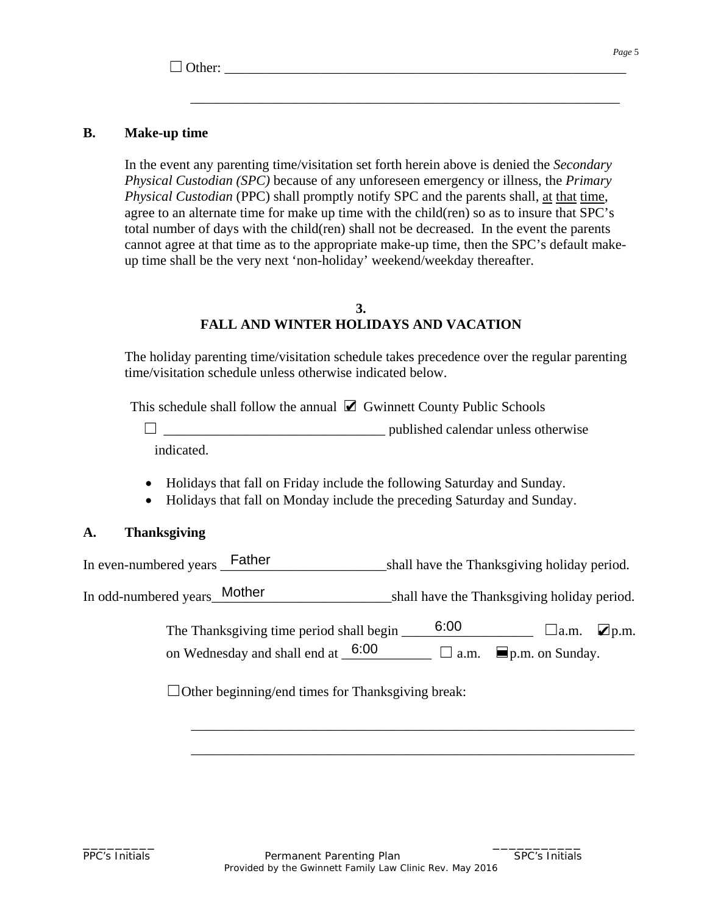☐ Other: ____________________________________________________________

_________________________________________________________________

**B. Make-up time**

In the event any parenting time/visitation set forth herein above is denied the *Secondary Physical Custodian (SPC)* because of any unforeseen emergency or illness, the *Primary Physical Custodian* (PPC) shall promptly notify SPC and the parents shall, at that time, agree to an alternate time for make up time with the child(ren) so as to insure that SPC's total number of days with the child(ren) shall not be decreased. In the event the parents cannot agree at that time as to the appropriate make-up time, then the SPC's default make-up time shall be the very next 'non-holiday' weekend/weekday thereafter.

## 3.
## FALL AND WINTER HOLIDAYS AND VACATION

The holiday parenting time/visitation schedule takes precedence over the regular parenting time/visitation schedule unless otherwise indicated below.

This schedule shall follow the annual ☑ Gwinnett County Public Schools

☐ ________________________________ published calendar unless otherwise indicated.

- Holidays that fall on Friday include the following Saturday and Sunday.
- Holidays that fall on Monday include the preceding Saturday and Sunday.

**A. Thanksgiving**

In even-numbered years Father shall have the Thanksgiving holiday period.

In odd-numbered years Mother shall have the Thanksgiving holiday period.

The Thanksgiving time period shall begin 6:00 ☐a.m. ☑p.m. on Wednesday and shall end at 6:00 ☐ a.m. ■p.m. on Sunday.

☐Other beginning/end times for Thanksgiving break:

_________________________________________________________________

_________________________________________________________________

_________ PPC's Initials ___________ SPC's Initials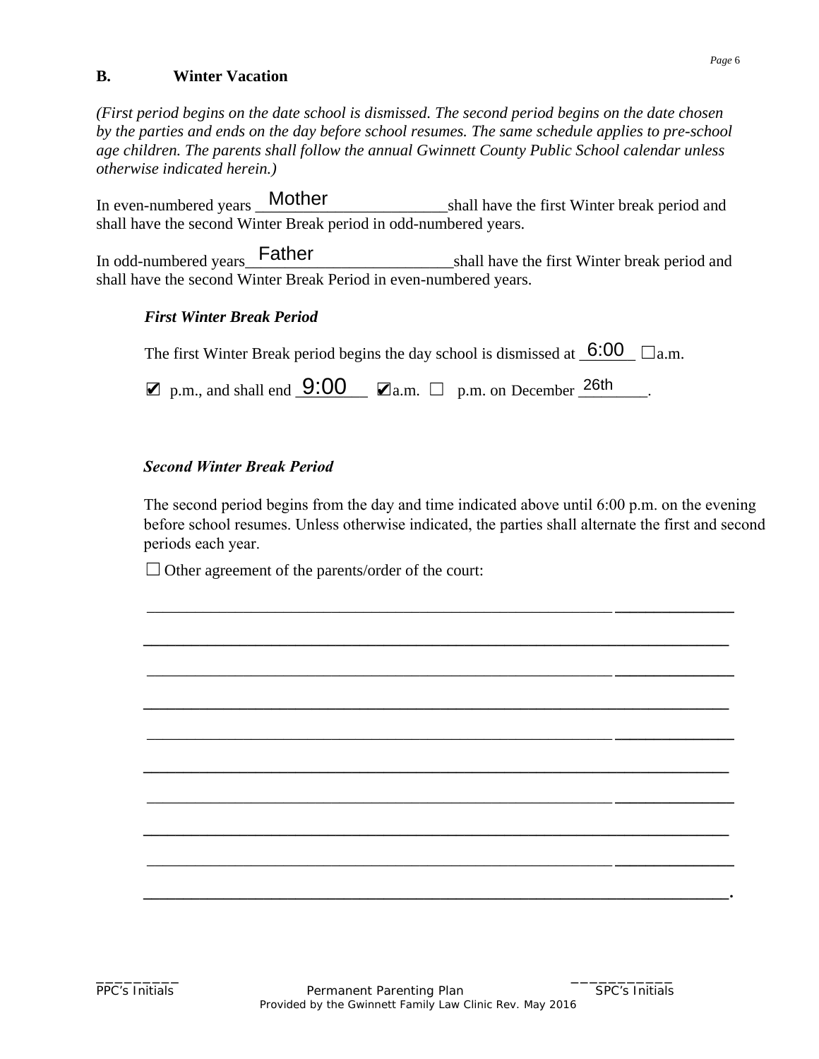## B. Winter Vacation

*(First period begins on the date school is dismissed. The second period begins on the date chosen by the parties and ends on the day before school resumes. The same schedule applies to pre-school age children. The parents shall follow the annual Gwinnett County Public School calendar unless otherwise indicated herein.)*

In even-numbered years Mother shall have the first Winter break period and shall have the second Winter Break period in odd-numbered years.

In odd-numbered years Father shall have the first Winter break period and shall have the second Winter Break Period in even-numbered years.

### *First Winter Break Period*

The first Winter Break period begins the day school is dismissed at 6:00 ☐ a.m.

☑ p.m., and shall end 9:00 ☑ a.m. ☐ p.m. on December 26th.

### *Second Winter Break Period*

The second period begins from the day and time indicated above until 6:00 p.m. on the evening before school resumes. Unless otherwise indicated, the parties shall alternate the first and second periods each year.

☐ Other agreement of the parents/order of the court:

______________________________________________________________________

______________________________________________________________________

______________________________________________________________________

______________________________________________________________________

______________________________________________________________________

______________________________________________________________________

______________________________________________________________________

______________________________________________________________________

______________________________________________________________________

______________________________________________________________________.

_________ PPC's Initials

___________ SPC's Initials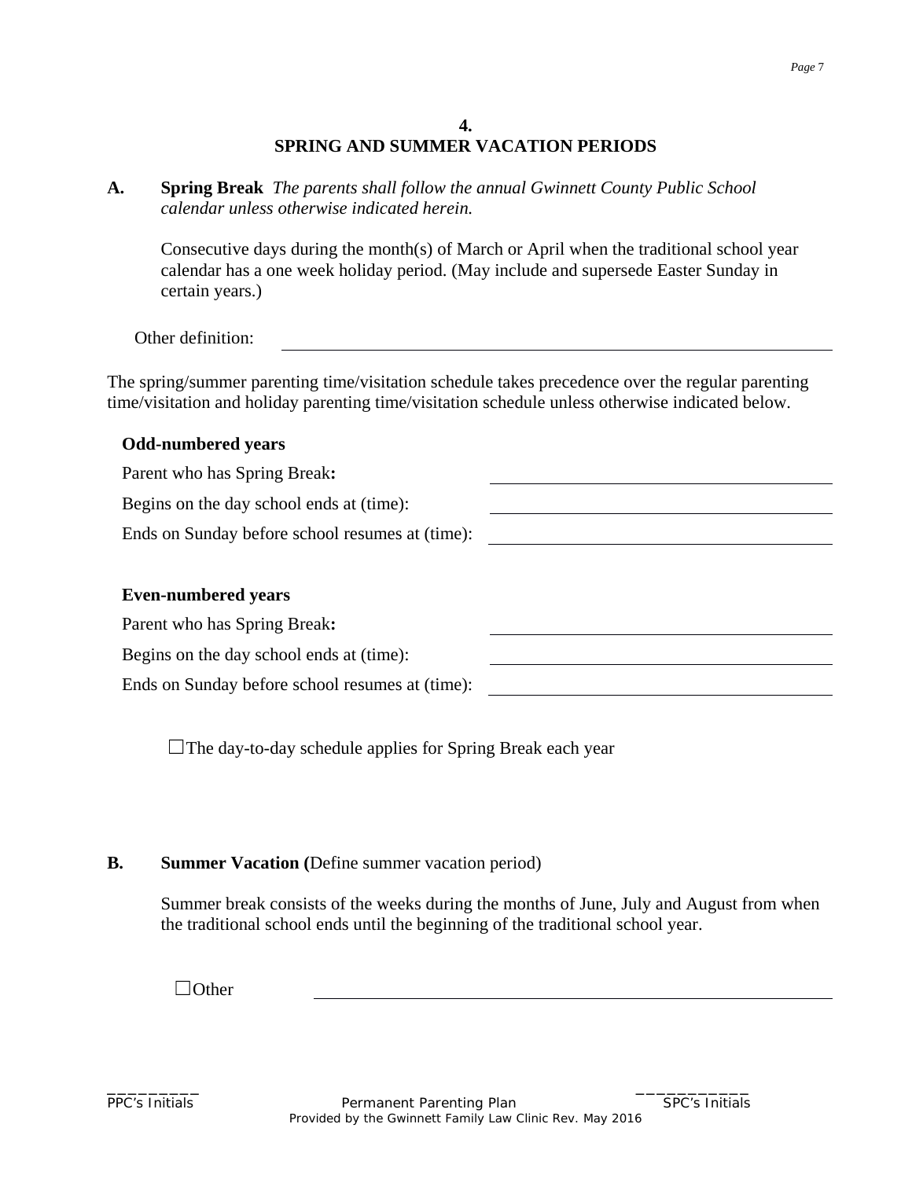## 4.
## SPRING AND SUMMER VACATION PERIODS

**A.** **Spring Break** *The parents shall follow the annual Gwinnett County Public School calendar unless otherwise indicated herein.*

Consecutive days during the month(s) of March or April when the traditional school year calendar has a one week holiday period. (May include and supersede Easter Sunday in certain years.)

Other definition: ______________________________

The spring/summer parenting time/visitation schedule takes precedence over the regular parenting time/visitation and holiday parenting time/visitation schedule unless otherwise indicated below.

**Odd-numbered years**

Parent who has Spring Break**:** ______________________________

Begins on the day school ends at (time): ______________________________

Ends on Sunday before school resumes at (time): ______________________________

**Even-numbered years**

Parent who has Spring Break**:** ______________________________

Begins on the day school ends at (time): ______________________________

Ends on Sunday before school resumes at (time): ______________________________

☐The day-to-day schedule applies for Spring Break each year

**B.** **Summer Vacation (**Define summer vacation period)

Summer break consists of the weeks during the months of June, July and August from when the traditional school ends until the beginning of the traditional school year.

☐Other ______________________________

_________ PPC's Initials

_________ SPC's Initials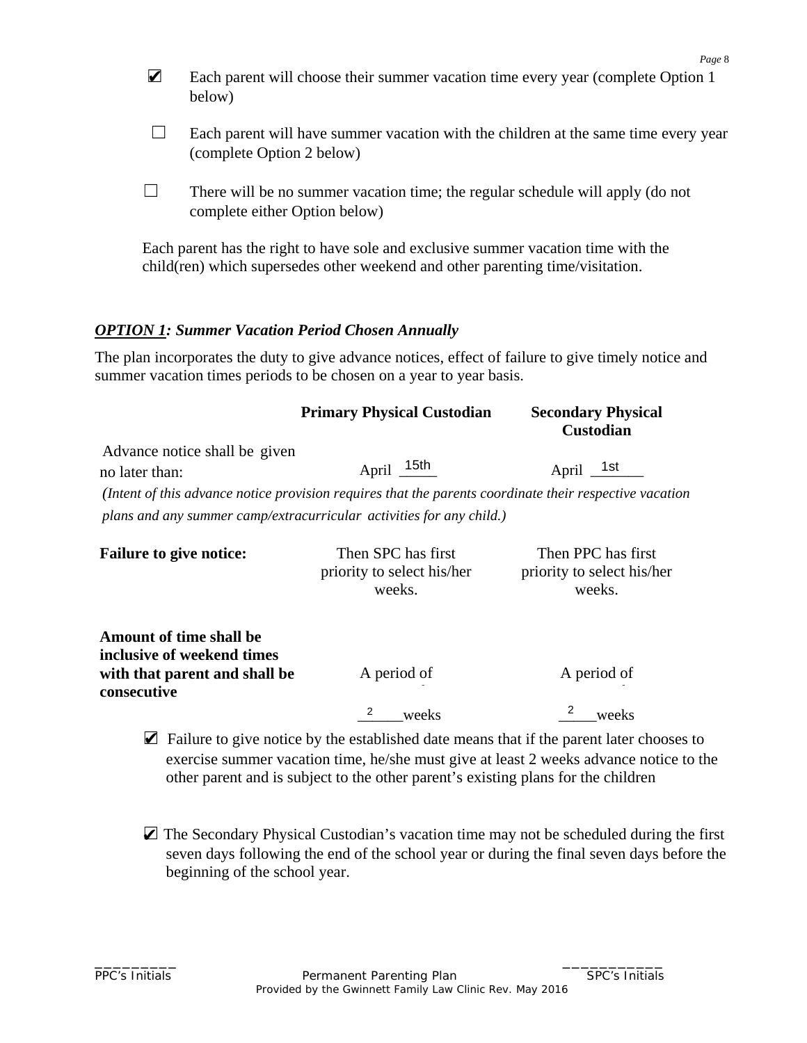✔ Each parent will choose their summer vacation time every year (complete Option 1 below)

☐ Each parent will have summer vacation with the children at the same time every year (complete Option 2 below)

☐ There will be no summer vacation time; the regular schedule will apply (do not complete either Option below)

Each parent has the right to have sole and exclusive summer vacation time with the child(ren) which supersedes other weekend and other parenting time/visitation.

***OPTION 1: Summer Vacation Period Chosen Annually***

The plan incorporates the duty to give advance notices, effect of failure to give timely notice and summer vacation times periods to be chosen on a year to year basis.

| | **Primary Physical Custodian** | **Secondary Physical Custodian** |
|---|---|---|
| Advance notice shall be given no later than: | April 15th | April 1st |
| *(Intent of this advance notice provision requires that the parents coordinate their respective vacation plans and any summer camp/extracurricular activities for any child.)* | | |
| **Failure to give notice:** | Then SPC has first priority to select his/her weeks. | Then PPC has first priority to select his/her weeks. |
| **Amount of time shall be inclusive of weekend times with that parent and shall be consecutive** | A period of 2 weeks | A period of 2 weeks |

✔ Failure to give notice by the established date means that if the parent later chooses to exercise summer vacation time, he/she must give at least 2 weeks advance notice to the other parent and is subject to the other parent's existing plans for the children

✔ The Secondary Physical Custodian's vacation time may not be scheduled during the first seven days following the end of the school year or during the final seven days before the beginning of the school year.

_________ PPC's Initials ___________ SPC's Initials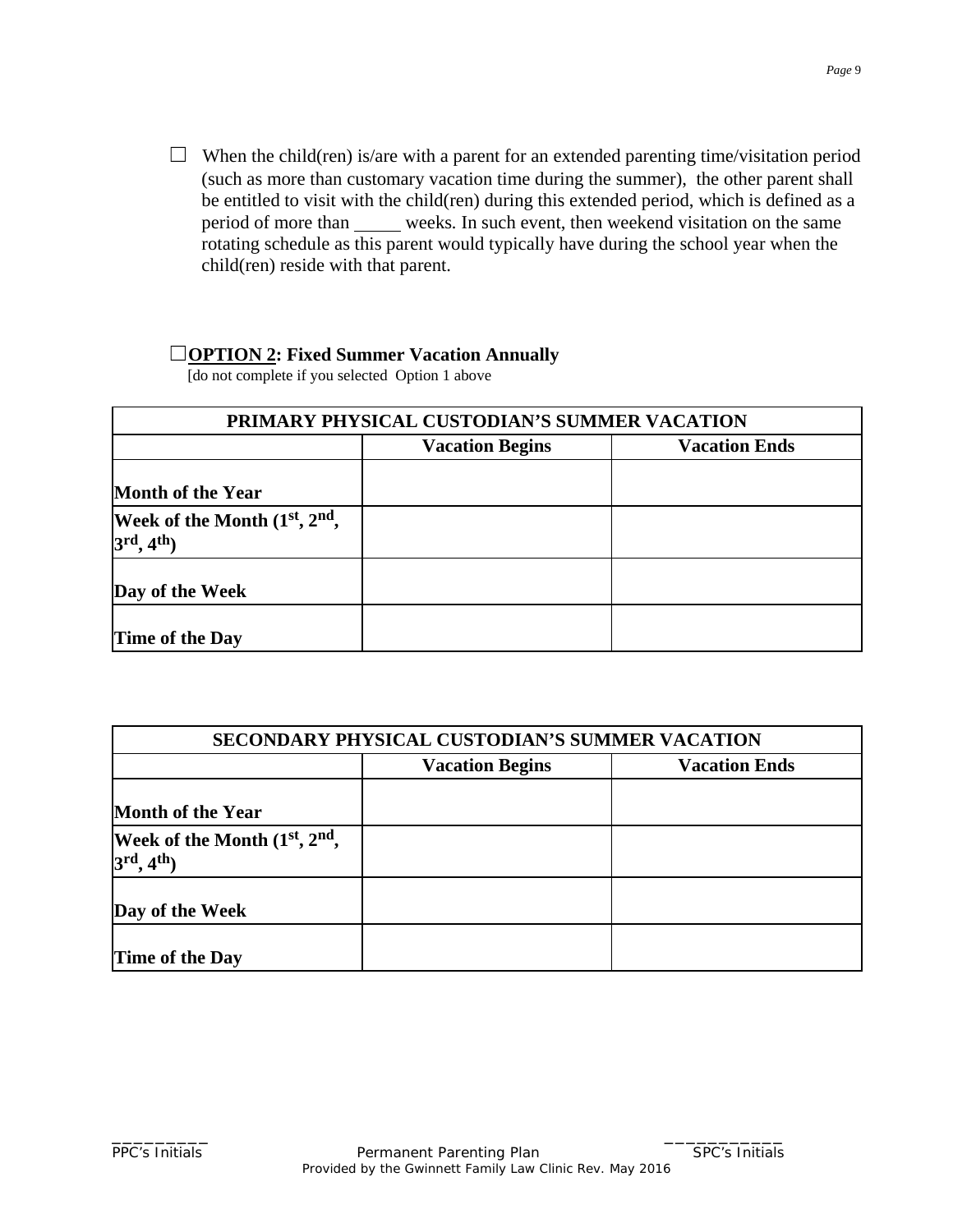☐ When the child(ren) is/are with a parent for an extended parenting time/visitation period (such as more than customary vacation time during the summer), the other parent shall be entitled to visit with the child(ren) during this extended period, which is defined as a period of more than _____ weeks. In such event, then weekend visitation on the same rotating schedule as this parent would typically have during the school year when the child(ren) reside with that parent.

☐**OPTION 2: Fixed Summer Vacation Annually**
[do not complete if you selected Option 1 above

| PRIMARY PHYSICAL CUSTODIAN'S SUMMER VACATION | | |
|---|---|---|
| | **Vacation Begins** | **Vacation Ends** |
| **Month of the Year** | | |
| **Week of the Month (1st, 2nd, 3rd, 4th)** | | |
| **Day of the Week** | | |
| **Time of the Day** | | |

| SECONDARY PHYSICAL CUSTODIAN'S SUMMER VACATION | | |
|---|---|---|
| | **Vacation Begins** | **Vacation Ends** |
| **Month of the Year** | | |
| **Week of the Month (1st, 2nd, 3rd, 4th)** | | |
| **Day of the Week** | | |
| **Time of the Day** | | |

_________ PPC's Initials &nbsp;&nbsp;&nbsp;&nbsp; ___________ SPC's Initials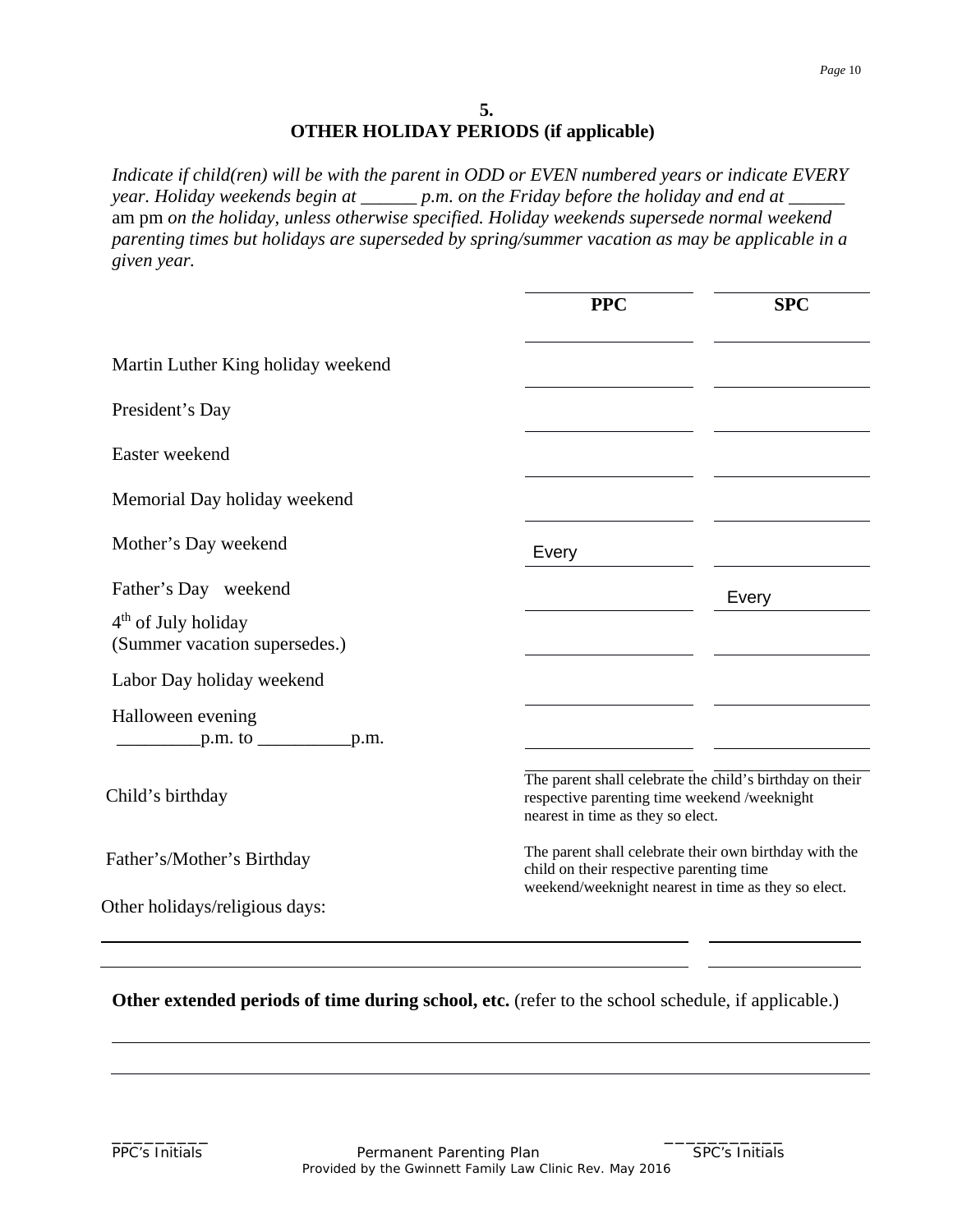## 5.
## OTHER HOLIDAY PERIODS (if applicable)

*Indicate if child(ren) will be with the parent in ODD or EVEN numbered years or indicate EVERY year. Holiday weekends begin at ______ p.m. on the Friday before the holiday and end at ______* am pm *on the holiday, unless otherwise specified. Holiday weekends supersede normal weekend parenting times but holidays are superseded by spring/summer vacation as may be applicable in a given year.*

| | **PPC** | **SPC** |
|---|---|---|
| Martin Luther King holiday weekend | | |
| President's Day | | |
| Easter weekend | | |
| Memorial Day holiday weekend | | |
| Mother's Day weekend | Every | |
| Father's Day weekend | | Every |
| 4th of July holiday (Summer vacation supersedes.) | | |
| Labor Day holiday weekend | | |
| Halloween evening _________p.m. to __________p.m. | | |
| Child's birthday | The parent shall celebrate the child's birthday on their respective parenting time weekend /weeknight nearest in time as they so elect. | |
| Father's/Mother's Birthday | The parent shall celebrate their own birthday with the child on their respective parenting time weekend/weeknight nearest in time as they so elect. | |

Other holidays/religious days:

______________________________________________________ ______________

______________________________________________________ ______________

**Other extended periods of time during school, etc.** (refer to the school schedule, if applicable.)

______________________________________________________________________________

______________________________________________________________________________

_________ PPC's Initials

Permanent Parenting Plan
Provided by the Gwinnett Family Law Clinic Rev. May 2016

___________ SPC's Initials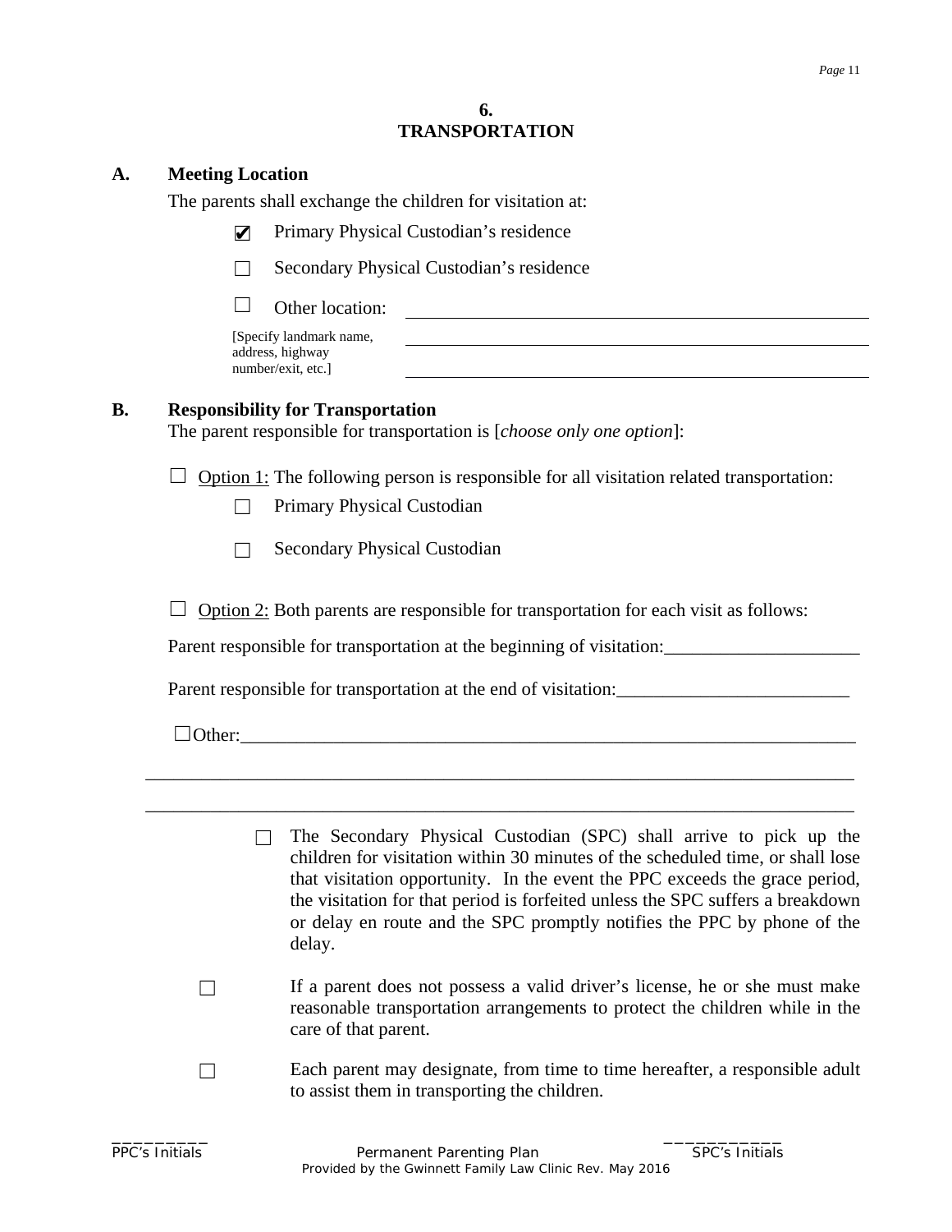## 6. TRANSPORTATION

**A. Meeting Location**

The parents shall exchange the children for visitation at:

- ☑ Primary Physical Custodian's residence
- ☐ Secondary Physical Custodian's residence
- ☐ Other location: ______________________________

[Specify landmark name, address, highway number/exit, etc.] ______________________________

______________________________

**B. Responsibility for Transportation**

The parent responsible for transportation is [*choose only one option*]:

☐ Option 1: The following person is responsible for all visitation related transportation:

- ☐ Primary Physical Custodian
- ☐ Secondary Physical Custodian

☐ Option 2: Both parents are responsible for transportation for each visit as follows:

Parent responsible for transportation at the beginning of visitation:_____________________

Parent responsible for transportation at the end of visitation:_________________________

☐Other:_______________________________________________________________

_____________________________________________________________________________

_____________________________________________________________________________

☐ The Secondary Physical Custodian (SPC) shall arrive to pick up the children for visitation within 30 minutes of the scheduled time, or shall lose that visitation opportunity. In the event the PPC exceeds the grace period, the visitation for that period is forfeited unless the SPC suffers a breakdown or delay en route and the SPC promptly notifies the PPC by phone of the delay.

☐ If a parent does not possess a valid driver's license, he or she must make reasonable transportation arrangements to protect the children while in the care of that parent.

☐ Each parent may designate, from time to time hereafter, a responsible adult to assist them in transporting the children.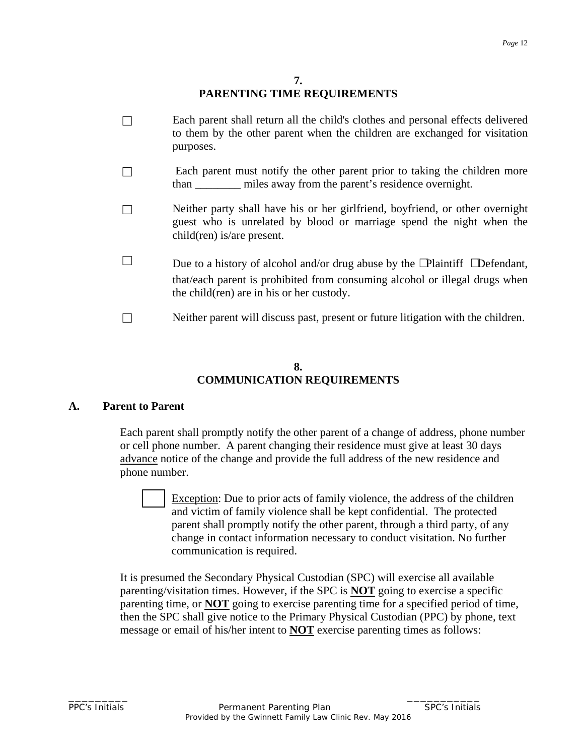## 7.
## PARENTING TIME REQUIREMENTS

☐ Each parent shall return all the child's clothes and personal effects delivered to them by the other parent when the children are exchanged for visitation purposes.

☐ Each parent must notify the other parent prior to taking the children more than ________ miles away from the parent's residence overnight.

☐ Neither party shall have his or her girlfriend, boyfriend, or other overnight guest who is unrelated by blood or marriage spend the night when the child(ren) is/are present.

☐ Due to a history of alcohol and/or drug abuse by the ☐Plaintiff ☐Defendant, that/each parent is prohibited from consuming alcohol or illegal drugs when the child(ren) are in his or her custody.

☐ Neither parent will discuss past, present or future litigation with the children.

## 8.
## COMMUNICATION REQUIREMENTS

### A. Parent to Parent

Each parent shall promptly notify the other parent of a change of address, phone number or cell phone number. A parent changing their residence must give at least 30 days advance notice of the change and provide the full address of the new residence and phone number.

☐ Exception: Due to prior acts of family violence, the address of the children and victim of family violence shall be kept confidential. The protected parent shall promptly notify the other parent, through a third party, of any change in contact information necessary to conduct visitation. No further communication is required.

It is presumed the Secondary Physical Custodian (SPC) will exercise all available parenting/visitation times. However, if the SPC is **NOT** going to exercise a specific parenting time, or **NOT** going to exercise parenting time for a specified period of time, then the SPC shall give notice to the Primary Physical Custodian (PPC) by phone, text message or email of his/her intent to **NOT** exercise parenting times as follows: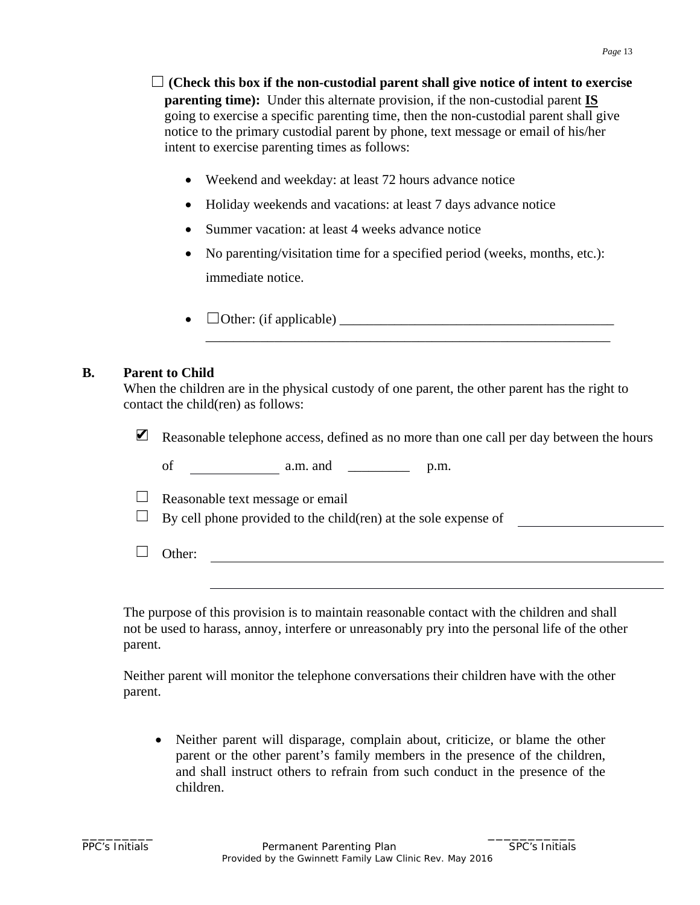☐ **(Check this box if the non-custodial parent shall give notice of intent to exercise parenting time):** Under this alternate provision, if the non-custodial parent **IS** going to exercise a specific parenting time, then the non-custodial parent shall give notice to the primary custodial parent by phone, text message or email of his/her intent to exercise parenting times as follows:

- Weekend and weekday: at least 72 hours advance notice
- Holiday weekends and vacations: at least 7 days advance notice
- Summer vacation: at least 4 weeks advance notice
- No parenting/visitation time for a specified period (weeks, months, etc.): immediate notice.
- ☐Other: (if applicable) ________________________________________ ____________________________________________________________

**B. Parent to Child**

When the children are in the physical custody of one parent, the other parent has the right to contact the child(ren) as follows:

☑ Reasonable telephone access, defined as no more than one call per day between the hours of ____________ a.m. and _________ p.m.

☐ Reasonable text message or email

☐ By cell phone provided to the child(ren) at the sole expense of ____________________

☐ Other: ______________________________________________________________________ ______________________________________________________________________

The purpose of this provision is to maintain reasonable contact with the children and shall not be used to harass, annoy, interfere or unreasonably pry into the personal life of the other parent.

Neither parent will monitor the telephone conversations their children have with the other parent.

- Neither parent will disparage, complain about, criticize, or blame the other parent or the other parent's family members in the presence of the children, and shall instruct others to refrain from such conduct in the presence of the children.

_________ PPC's Initials

___________ SPC's Initials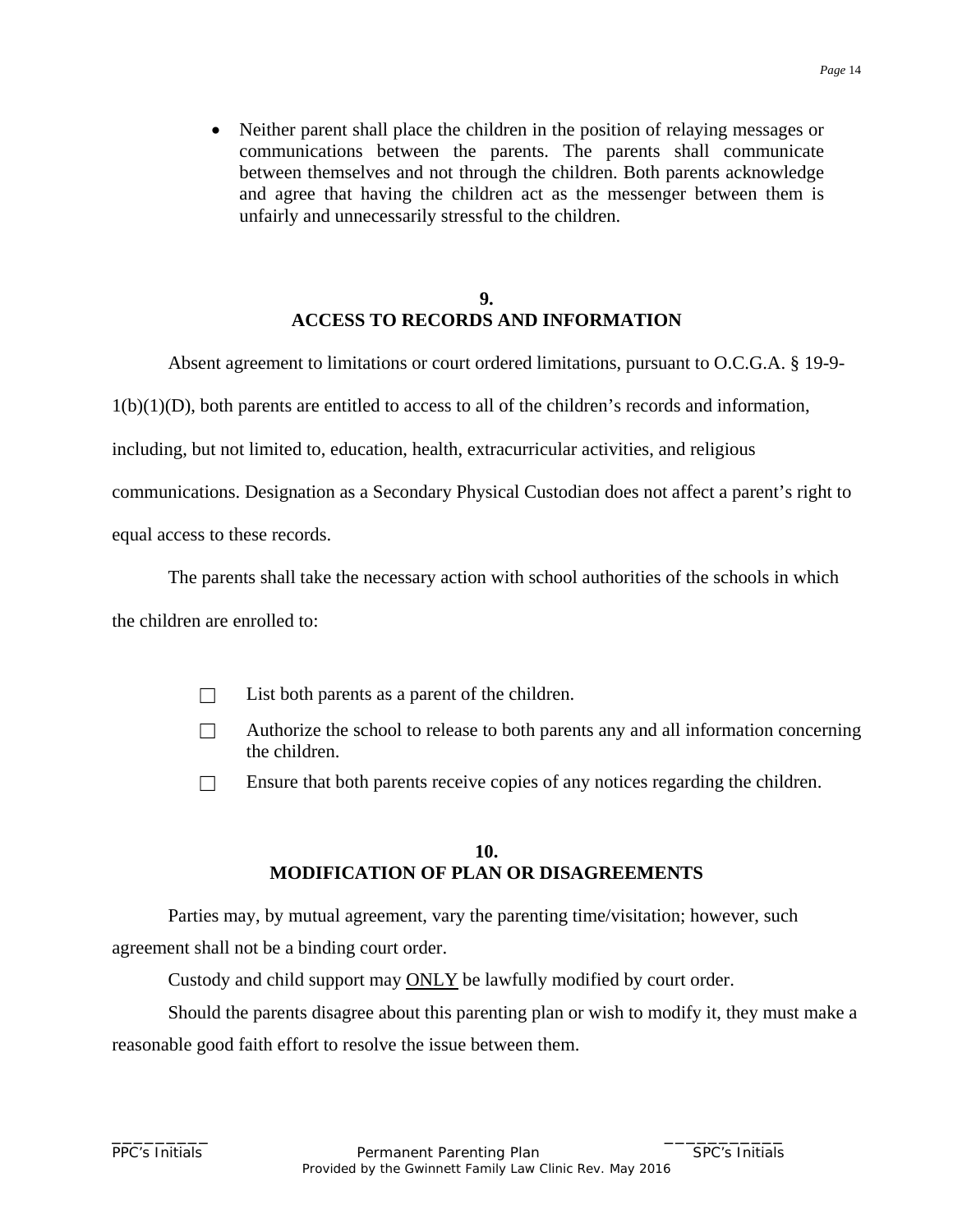- Neither parent shall place the children in the position of relaying messages or communications between the parents. The parents shall communicate between themselves and not through the children. Both parents acknowledge and agree that having the children act as the messenger between them is unfairly and unnecessarily stressful to the children.

## 9.
## ACCESS TO RECORDS AND INFORMATION

Absent agreement to limitations or court ordered limitations, pursuant to O.C.G.A. § 19-9-1(b)(1)(D), both parents are entitled to access to all of the children's records and information, including, but not limited to, education, health, extracurricular activities, and religious communications. Designation as a Secondary Physical Custodian does not affect a parent's right to equal access to these records.

The parents shall take the necessary action with school authorities of the schools in which the children are enrolled to:

☐ List both parents as a parent of the children.

☐ Authorize the school to release to both parents any and all information concerning the children.

☐ Ensure that both parents receive copies of any notices regarding the children.

## 10.
## MODIFICATION OF PLAN OR DISAGREEMENTS

Parties may, by mutual agreement, vary the parenting time/visitation; however, such agreement shall not be a binding court order.

Custody and child support may ONLY be lawfully modified by court order.

Should the parents disagree about this parenting plan or wish to modify it, they must make a reasonable good faith effort to resolve the issue between them.

_________ PPC's Initials

___________ SPC's Initials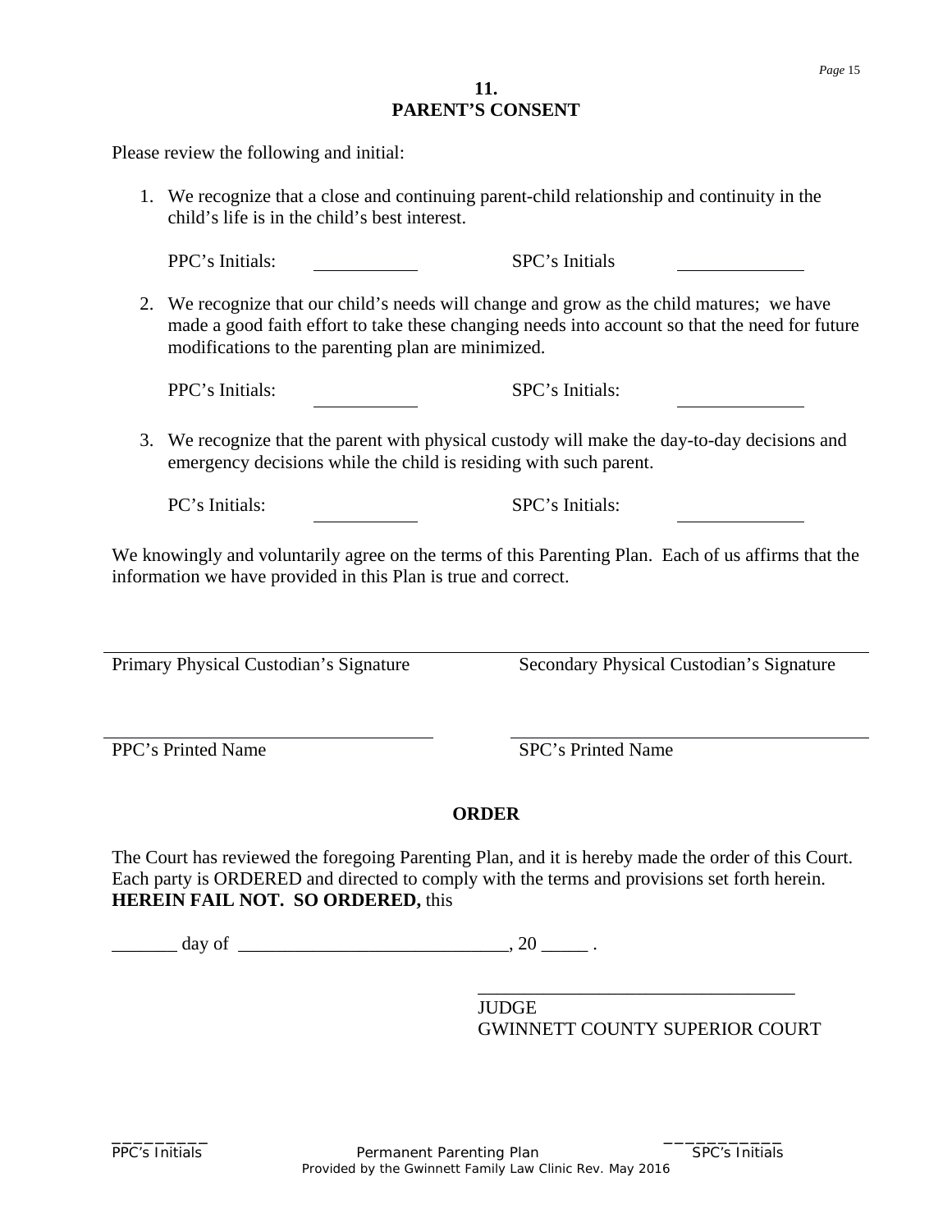## 11.
## PARENT'S CONSENT

Please review the following and initial:

1. We recognize that a close and continuing parent-child relationship and continuity in the child's life is in the child's best interest.

   PPC's Initials: ___________ SPC's Initials ___________

2. We recognize that our child's needs will change and grow as the child matures; we have made a good faith effort to take these changing needs into account so that the need for future modifications to the parenting plan are minimized.

   PPC's Initials: ___________ SPC's Initials: ___________

3. We recognize that the parent with physical custody will make the day-to-day decisions and emergency decisions while the child is residing with such parent.

   PC's Initials: ___________ SPC's Initials: ___________

We knowingly and voluntarily agree on the terms of this Parenting Plan. Each of us affirms that the information we have provided in this Plan is true and correct.

___________________________________ ___________________________________
Primary Physical Custodian's Signature Secondary Physical Custodian's Signature

___________________________________ ___________________________________
PPC's Printed Name SPC's Printed Name

### ORDER

The Court has reviewed the foregoing Parenting Plan, and it is hereby made the order of this Court. Each party is ORDERED and directed to comply with the terms and provisions set forth herein. **HEREIN FAIL NOT. SO ORDERED,** this

_______ day of _____________________________, 20 _____ .

___________________________________
JUDGE
GWINNETT COUNTY SUPERIOR COURT

_________ PPC's Initials Permanent Parenting Plan ___________ SPC's Initials
Provided by the Gwinnett Family Law Clinic Rev. May 2016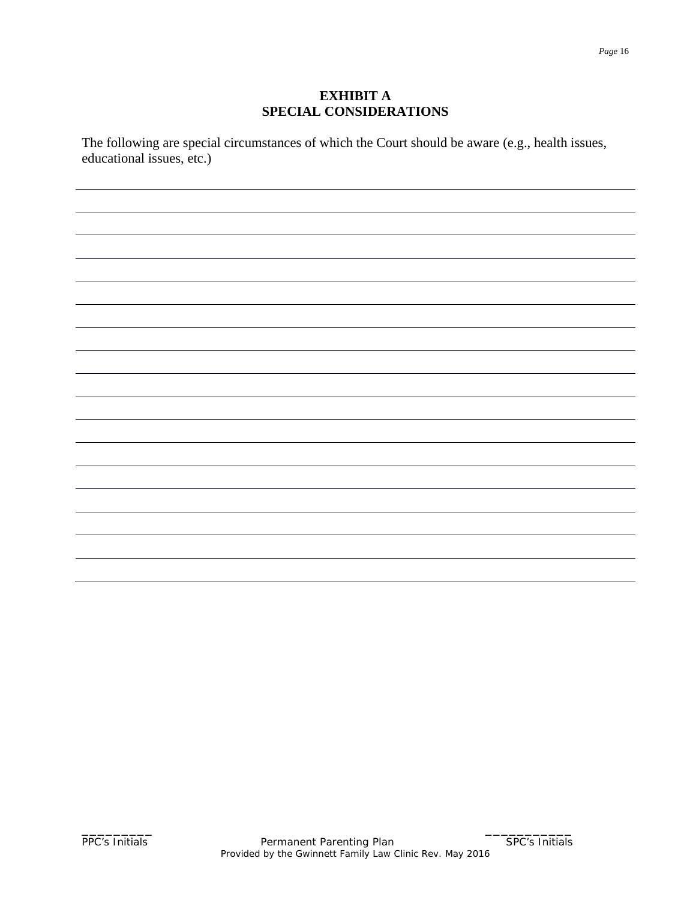# EXHIBIT A
# SPECIAL CONSIDERATIONS

The following are special circumstances of which the Court should be aware (e.g., health issues, educational issues, etc.)

_______________________________________________________________________________

_______________________________________________________________________________

_______________________________________________________________________________

_______________________________________________________________________________

_______________________________________________________________________________

_______________________________________________________________________________

_______________________________________________________________________________

_______________________________________________________________________________

_______________________________________________________________________________

_______________________________________________________________________________

_______________________________________________________________________________

_______________________________________________________________________________

_______________________________________________________________________________

_______________________________________________________________________________

_______________________________________________________________________________

_______________________________________________________________________________

_______________________________________________________________________________

_________ PPC's Initials

___________ SPC's Initials